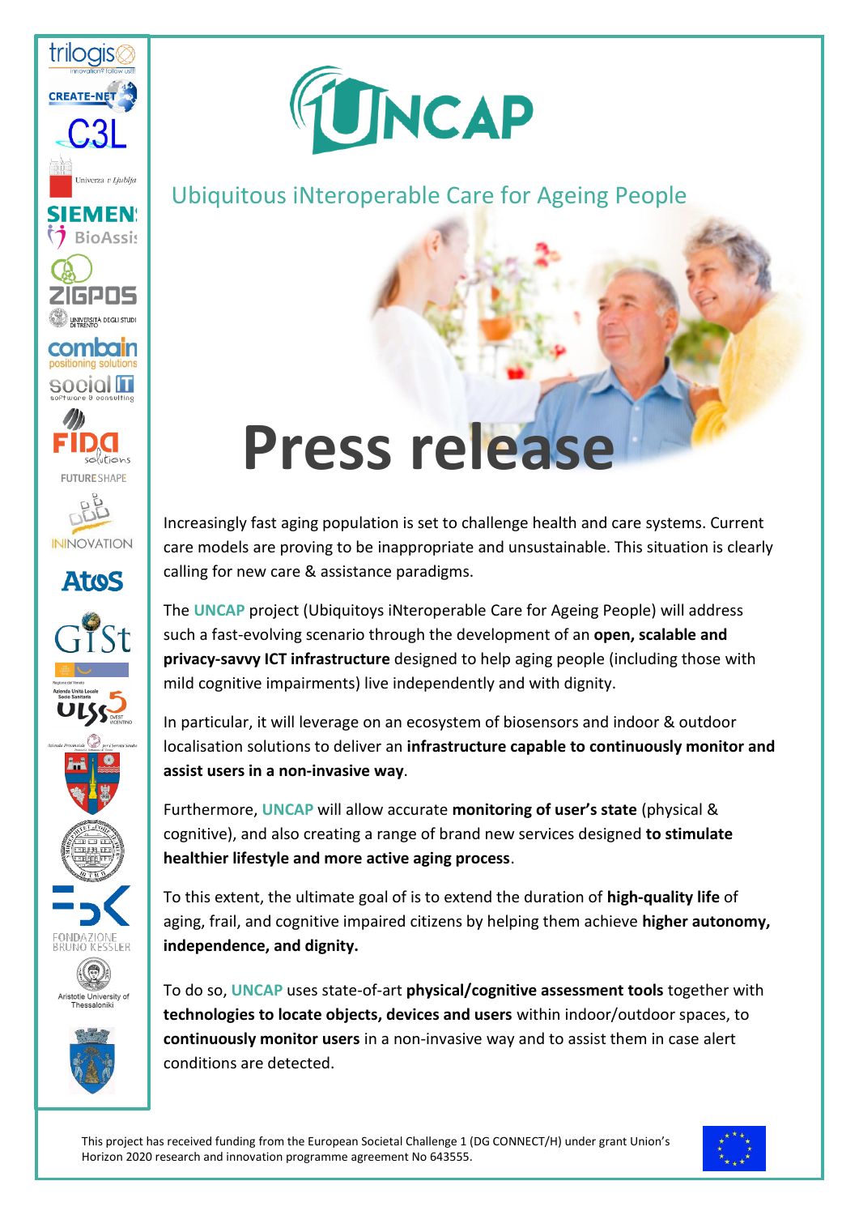# UNCAP

## Ubiquitous iNteroperable Care for Ageing People

# Press release

Increasingly fast aging population is set to challenge health and care systems. Current care models are proving to be inappropriate and unsustainable. This situation is clearly calling for new care & assistance paradigms.

The **UNCAP** project (Ubiquitoys iNteroperable Care for Ageing People) will address such a fast-evolving scenario through the development of an **open, scalable and privacy-savvy ICT infrastructure** designed to help aging people (including those with mild cognitive impairments) live independently and with dignity.

In particular, it will leverage on an ecosystem of biosensors and indoor & outdoor localisation solutions to deliver an **infrastructure capable to continuously monitor and assist users in a non-invasive way**.

Furthermore, **UNCAP** will allow accurate **monitoring of user's state** (physical & cognitive), and also creating a range of brand new services designed **to stimulate healthier lifestyle and more active aging process**.

To this extent, the ultimate goal of is to extend the duration of **high-quality life** of aging, frail, and cognitive impaired citizens by helping them achieve **higher autonomy, independence, and dignity.**

To do so, **UNCAP** uses state-of-art **physical/cognitive assessment tools** together with **technologies to locate objects, devices and users** within indoor/outdoor spaces, to **continuously monitor users** in a non-invasive way and to assist them in case alert conditions are detected.

This project has received funding from the European Societal Challenge 1 (DG CONNECT/H) under grant Union's Horizon 2020 research and innovation programme agreement No 643555.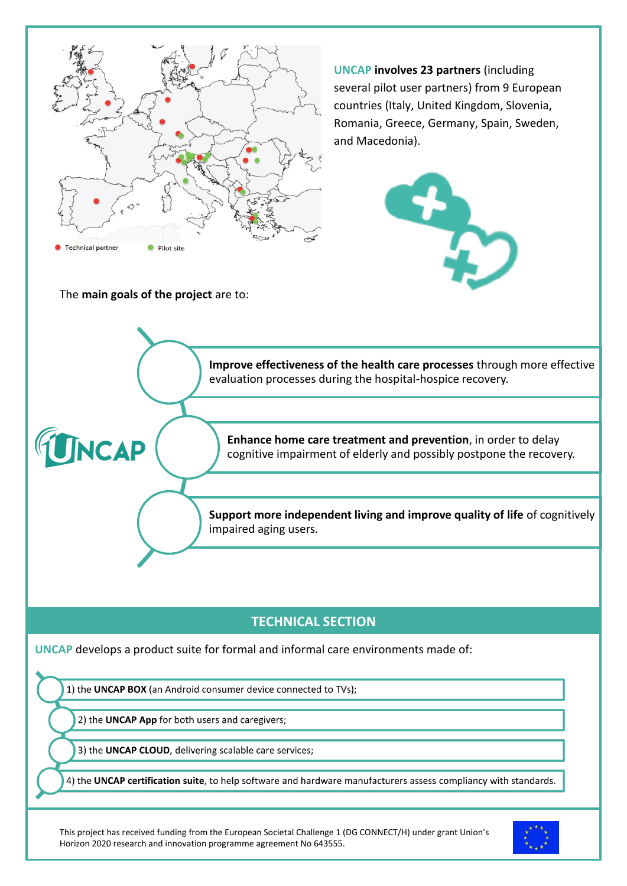**UNCAP involves 23 partners** (including several pilot user partners) from 9 European countries (Italy, United Kingdom, Slovenia, Romania, Greece, Germany, Spain, Sweden, and Macedonia).

Technical partner · Pilot site

The **main goals of the project** are to:

- **Improve effectiveness of the health care processes** through more effective evaluation processes during the hospital-hospice recovery.
- **Enhance home care treatment and prevention**, in order to delay cognitive impairment of elderly and possibly postpone the recovery.
- **Support more independent living and improve quality of life** of cognitively impaired aging users.

## TECHNICAL SECTION

UNCAP develops a product suite for formal and informal care environments made of:

1) the **UNCAP BOX** (an Android consumer device connected to TVs);
2) the **UNCAP App** for both users and caregivers;
3) the **UNCAP CLOUD**, delivering scalable care services;
4) the **UNCAP certification suite**, to help software and hardware manufacturers assess compliancy with standards.

This project has received funding from the European Societal Challenge 1 (DG CONNECT/H) under grant Union's Horizon 2020 research and innovation programme agreement No 643555.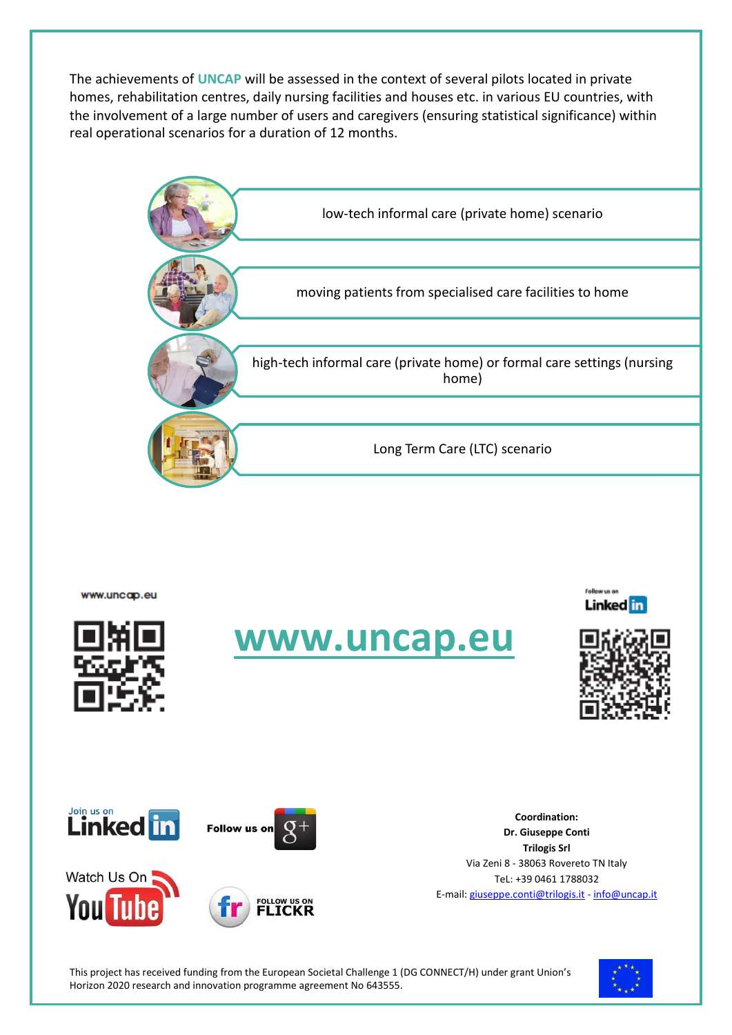The achievements of **UNCAP** will be assessed in the context of several pilots located in private homes, rehabilitation centres, daily nursing facilities and houses etc. in various EU countries, with the involvement of a large number of users and caregivers (ensuring statistical significance) within real operational scenarios for a duration of 12 months.

- low-tech informal care (private home) scenario
- moving patients from specialised care facilities to home
- high-tech informal care (private home) or formal care settings (nursing home)
- Long Term Care (LTC) scenario

www.uncap.eu

# www.uncap.eu

Follow us on LinkedIn

Join us on LinkedIn

Follow us on g+

Watch Us On YouTube

FOLLOW US ON FLICKR

**Coordination:**
**Dr. Giuseppe Conti**
**Trilogis Srl**
Via Zeni 8 - 38063 Rovereto TN Italy
TeL: +39 0461 1788032
E-mail: giuseppe.conti@trilogis.it - info@uncap.it

This project has received funding from the European Societal Challenge 1 (DG CONNECT/H) under grant Union's Horizon 2020 research and innovation programme agreement No 643555.